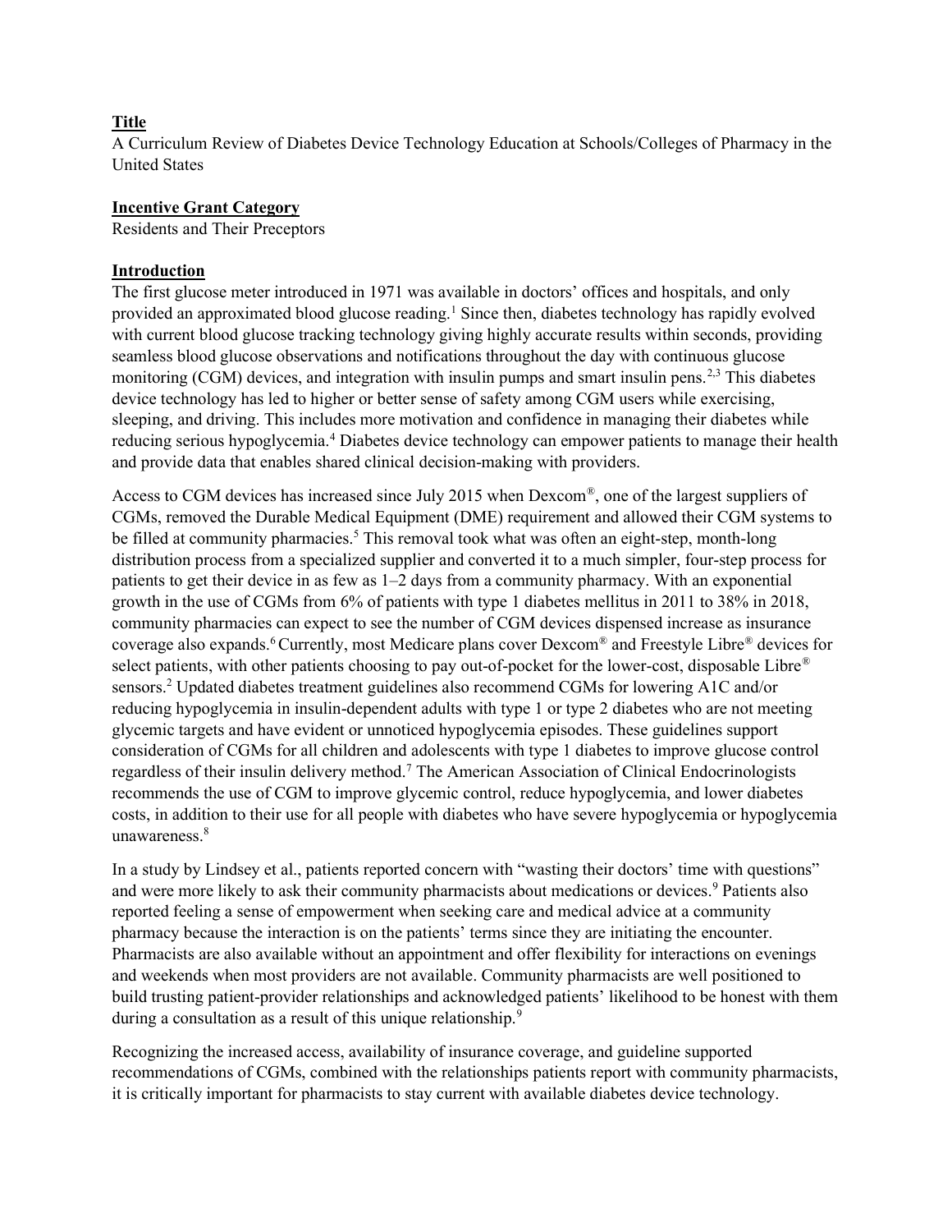## Title

A Curriculum Review of Diabetes Device Technology Education at Schools/Colleges of Pharmacy in the United States

## Incentive Grant Category

Residents and Their Preceptors

## Introduction

The first glucose meter introduced in 1971 was available in doctors' offices and hospitals, and only provided an approximated blood glucose reading.[1] Since then, diabetes technology has rapidly evolved with current blood glucose tracking technology giving highly accurate results within seconds, providing seamless blood glucose observations and notifications throughout the day with continuous glucose monitoring (CGM) devices, and integration with insulin pumps and smart insulin pens.[2,3] This diabetes device technology has led to higher or better sense of safety among CGM users while exercising, sleeping, and driving. This includes more motivation and confidence in managing their diabetes while reducing serious hypoglycemia.[4] Diabetes device technology can empower patients to manage their health and provide data that enables shared clinical decision-making with providers.

Access to CGM devices has increased since July 2015 when Dexcom®, one of the largest suppliers of CGMs, removed the Durable Medical Equipment (DME) requirement and allowed their CGM systems to be filled at community pharmacies.[5] This removal took what was often an eight-step, month-long distribution process from a specialized supplier and converted it to a much simpler, four-step process for patients to get their device in as few as 1–2 days from a community pharmacy. With an exponential growth in the use of CGMs from 6% of patients with type 1 diabetes mellitus in 2011 to 38% in 2018, community pharmacies can expect to see the number of CGM devices dispensed increase as insurance coverage also expands.[6] Currently, most Medicare plans cover Dexcom® and Freestyle Libre® devices for select patients, with other patients choosing to pay out-of-pocket for the lower-cost, disposable Libre® sensors.[2] Updated diabetes treatment guidelines also recommend CGMs for lowering A1C and/or reducing hypoglycemia in insulin-dependent adults with type 1 or type 2 diabetes who are not meeting glycemic targets and have evident or unnoticed hypoglycemia episodes. These guidelines support consideration of CGMs for all children and adolescents with type 1 diabetes to improve glucose control regardless of their insulin delivery method.[7] The American Association of Clinical Endocrinologists recommends the use of CGM to improve glycemic control, reduce hypoglycemia, and lower diabetes costs, in addition to their use for all people with diabetes who have severe hypoglycemia or hypoglycemia unawareness.[8]

In a study by Lindsey et al., patients reported concern with "wasting their doctors' time with questions" and were more likely to ask their community pharmacists about medications or devices.[9] Patients also reported feeling a sense of empowerment when seeking care and medical advice at a community pharmacy because the interaction is on the patients' terms since they are initiating the encounter. Pharmacists are also available without an appointment and offer flexibility for interactions on evenings and weekends when most providers are not available. Community pharmacists are well positioned to build trusting patient-provider relationships and acknowledged patients' likelihood to be honest with them during a consultation as a result of this unique relationship.[9]

Recognizing the increased access, availability of insurance coverage, and guideline supported recommendations of CGMs, combined with the relationships patients report with community pharmacists, it is critically important for pharmacists to stay current with available diabetes device technology.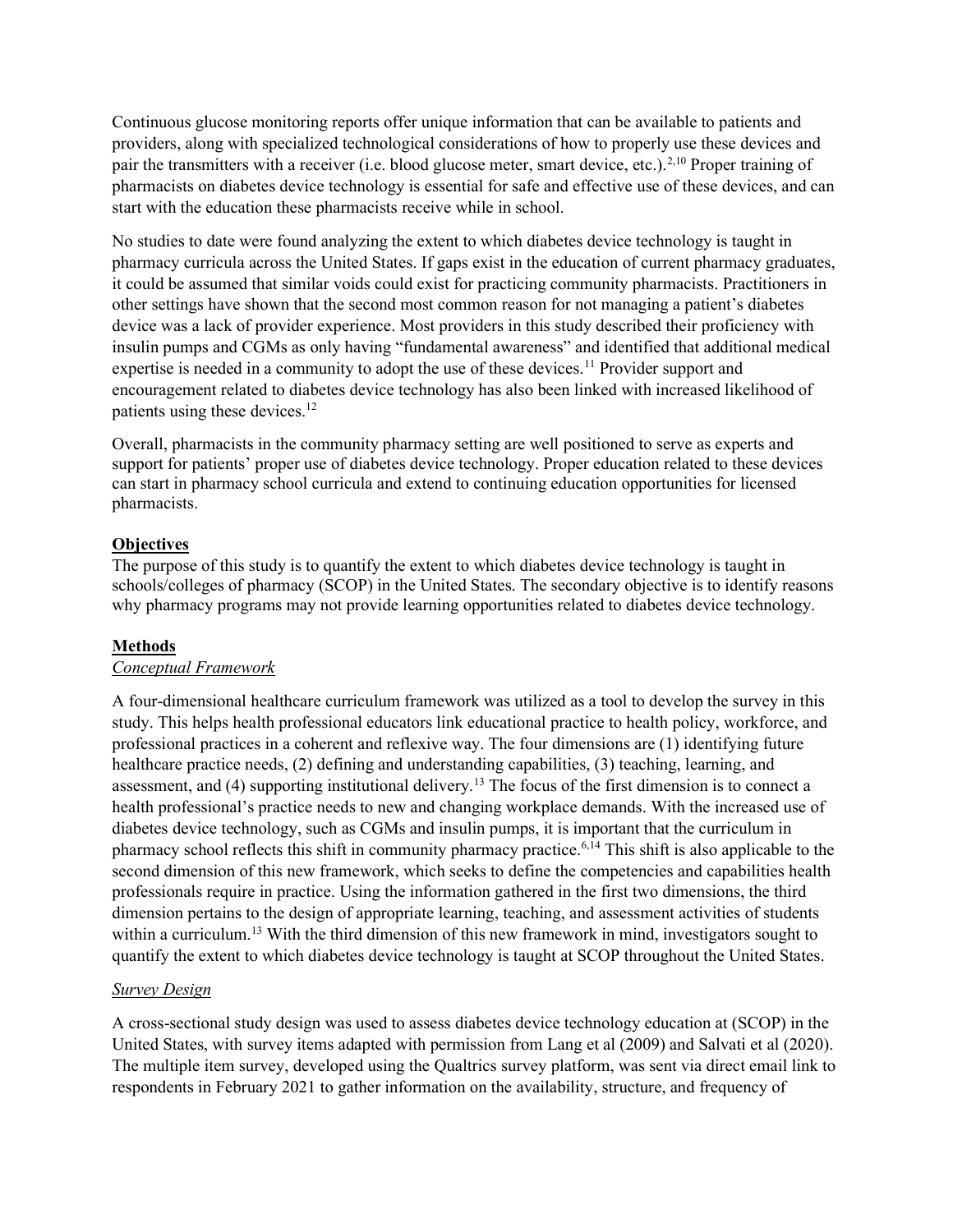Continuous glucose monitoring reports offer unique information that can be available to patients and providers, along with specialized technological considerations of how to properly use these devices and pair the transmitters with a receiver (i.e. blood glucose meter, smart device, etc.).[2,10] Proper training of pharmacists on diabetes device technology is essential for safe and effective use of these devices, and can start with the education these pharmacists receive while in school.

No studies to date were found analyzing the extent to which diabetes device technology is taught in pharmacy curricula across the United States. If gaps exist in the education of current pharmacy graduates, it could be assumed that similar voids could exist for practicing community pharmacists. Practitioners in other settings have shown that the second most common reason for not managing a patient's diabetes device was a lack of provider experience. Most providers in this study described their proficiency with insulin pumps and CGMs as only having "fundamental awareness" and identified that additional medical expertise is needed in a community to adopt the use of these devices.[11] Provider support and encouragement related to diabetes device technology has also been linked with increased likelihood of patients using these devices.[12]

Overall, pharmacists in the community pharmacy setting are well positioned to serve as experts and support for patients' proper use of diabetes device technology. Proper education related to these devices can start in pharmacy school curricula and extend to continuing education opportunities for licensed pharmacists.

## Objectives

The purpose of this study is to quantify the extent to which diabetes device technology is taught in schools/colleges of pharmacy (SCOP) in the United States. The secondary objective is to identify reasons why pharmacy programs may not provide learning opportunities related to diabetes device technology.

## Methods

### *Conceptual Framework*

A four-dimensional healthcare curriculum framework was utilized as a tool to develop the survey in this study. This helps health professional educators link educational practice to health policy, workforce, and professional practices in a coherent and reflexive way. The four dimensions are (1) identifying future healthcare practice needs, (2) defining and understanding capabilities, (3) teaching, learning, and assessment, and (4) supporting institutional delivery.[13] The focus of the first dimension is to connect a health professional's practice needs to new and changing workplace demands. With the increased use of diabetes device technology, such as CGMs and insulin pumps, it is important that the curriculum in pharmacy school reflects this shift in community pharmacy practice.[6,14] This shift is also applicable to the second dimension of this new framework, which seeks to define the competencies and capabilities health professionals require in practice. Using the information gathered in the first two dimensions, the third dimension pertains to the design of appropriate learning, teaching, and assessment activities of students within a curriculum.[13] With the third dimension of this new framework in mind, investigators sought to quantify the extent to which diabetes device technology is taught at SCOP throughout the United States.

### *Survey Design*

A cross-sectional study design was used to assess diabetes device technology education at (SCOP) in the United States, with survey items adapted with permission from Lang et al (2009) and Salvati et al (2020). The multiple item survey, developed using the Qualtrics survey platform, was sent via direct email link to respondents in February 2021 to gather information on the availability, structure, and frequency of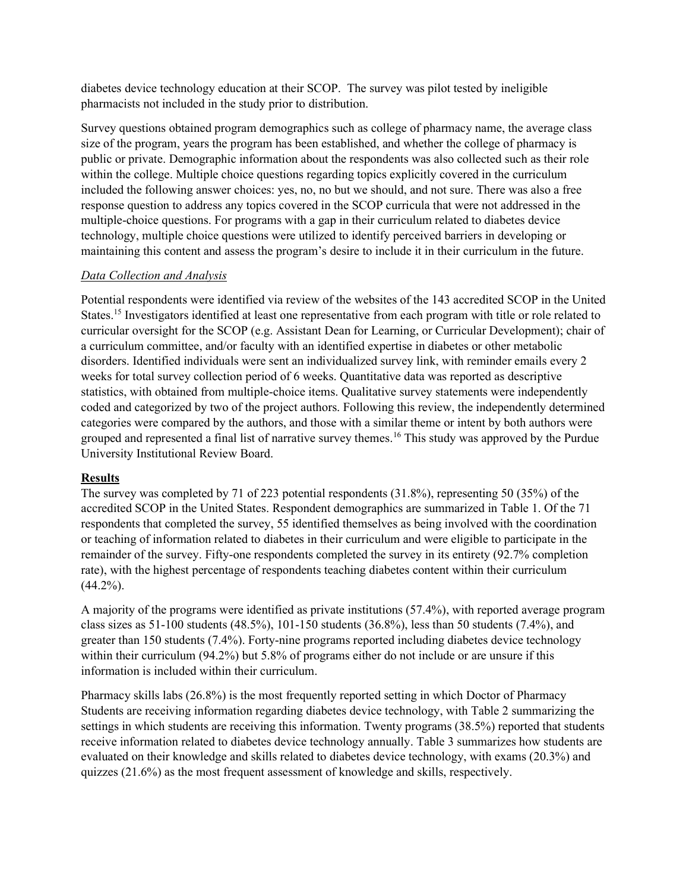diabetes device technology education at their SCOP. The survey was pilot tested by ineligible pharmacists not included in the study prior to distribution.

Survey questions obtained program demographics such as college of pharmacy name, the average class size of the program, years the program has been established, and whether the college of pharmacy is public or private. Demographic information about the respondents was also collected such as their role within the college. Multiple choice questions regarding topics explicitly covered in the curriculum included the following answer choices: yes, no, no but we should, and not sure. There was also a free response question to address any topics covered in the SCOP curricula that were not addressed in the multiple-choice questions. For programs with a gap in their curriculum related to diabetes device technology, multiple choice questions were utilized to identify perceived barriers in developing or maintaining this content and assess the program's desire to include it in their curriculum in the future.

*Data Collection and Analysis*

Potential respondents were identified via review of the websites of the 143 accredited SCOP in the United States.[15] Investigators identified at least one representative from each program with title or role related to curricular oversight for the SCOP (e.g. Assistant Dean for Learning, or Curricular Development); chair of a curriculum committee, and/or faculty with an identified expertise in diabetes or other metabolic disorders. Identified individuals were sent an individualized survey link, with reminder emails every 2 weeks for total survey collection period of 6 weeks. Quantitative data was reported as descriptive statistics, with obtained from multiple-choice items. Qualitative survey statements were independently coded and categorized by two of the project authors. Following this review, the independently determined categories were compared by the authors, and those with a similar theme or intent by both authors were grouped and represented a final list of narrative survey themes.[16] This study was approved by the Purdue University Institutional Review Board.

## Results

The survey was completed by 71 of 223 potential respondents (31.8%), representing 50 (35%) of the accredited SCOP in the United States. Respondent demographics are summarized in Table 1. Of the 71 respondents that completed the survey, 55 identified themselves as being involved with the coordination or teaching of information related to diabetes in their curriculum and were eligible to participate in the remainder of the survey. Fifty-one respondents completed the survey in its entirety (92.7% completion rate), with the highest percentage of respondents teaching diabetes content within their curriculum (44.2%).

A majority of the programs were identified as private institutions (57.4%), with reported average program class sizes as 51-100 students (48.5%), 101-150 students (36.8%), less than 50 students (7.4%), and greater than 150 students (7.4%). Forty-nine programs reported including diabetes device technology within their curriculum (94.2%) but 5.8% of programs either do not include or are unsure if this information is included within their curriculum.

Pharmacy skills labs (26.8%) is the most frequently reported setting in which Doctor of Pharmacy Students are receiving information regarding diabetes device technology, with Table 2 summarizing the settings in which students are receiving this information. Twenty programs (38.5%) reported that students receive information related to diabetes device technology annually. Table 3 summarizes how students are evaluated on their knowledge and skills related to diabetes device technology, with exams (20.3%) and quizzes (21.6%) as the most frequent assessment of knowledge and skills, respectively.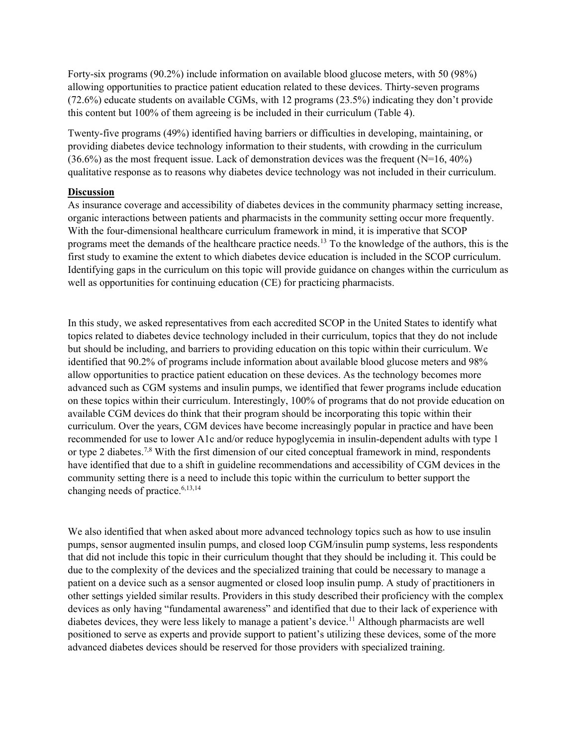Forty-six programs (90.2%) include information on available blood glucose meters, with 50 (98%) allowing opportunities to practice patient education related to these devices. Thirty-seven programs (72.6%) educate students on available CGMs, with 12 programs (23.5%) indicating they don't provide this content but 100% of them agreeing is be included in their curriculum (Table 4).

Twenty-five programs (49%) identified having barriers or difficulties in developing, maintaining, or providing diabetes device technology information to their students, with crowding in the curriculum (36.6%) as the most frequent issue. Lack of demonstration devices was the frequent (N=16, 40%) qualitative response as to reasons why diabetes device technology was not included in their curriculum.

## Discussion

As insurance coverage and accessibility of diabetes devices in the community pharmacy setting increase, organic interactions between patients and pharmacists in the community setting occur more frequently. With the four-dimensional healthcare curriculum framework in mind, it is imperative that SCOP programs meet the demands of the healthcare practice needs.[13] To the knowledge of the authors, this is the first study to examine the extent to which diabetes device education is included in the SCOP curriculum. Identifying gaps in the curriculum on this topic will provide guidance on changes within the curriculum as well as opportunities for continuing education (CE) for practicing pharmacists.

In this study, we asked representatives from each accredited SCOP in the United States to identify what topics related to diabetes device technology included in their curriculum, topics that they do not include but should be including, and barriers to providing education on this topic within their curriculum. We identified that 90.2% of programs include information about available blood glucose meters and 98% allow opportunities to practice patient education on these devices. As the technology becomes more advanced such as CGM systems and insulin pumps, we identified that fewer programs include education on these topics within their curriculum. Interestingly, 100% of programs that do not provide education on available CGM devices do think that their program should be incorporating this topic within their curriculum. Over the years, CGM devices have become increasingly popular in practice and have been recommended for use to lower A1c and/or reduce hypoglycemia in insulin-dependent adults with type 1 or type 2 diabetes.[7,8] With the first dimension of our cited conceptual framework in mind, respondents have identified that due to a shift in guideline recommendations and accessibility of CGM devices in the community setting there is a need to include this topic within the curriculum to better support the changing needs of practice.[6,13,14]

We also identified that when asked about more advanced technology topics such as how to use insulin pumps, sensor augmented insulin pumps, and closed loop CGM/insulin pump systems, less respondents that did not include this topic in their curriculum thought that they should be including it. This could be due to the complexity of the devices and the specialized training that could be necessary to manage a patient on a device such as a sensor augmented or closed loop insulin pump. A study of practitioners in other settings yielded similar results. Providers in this study described their proficiency with the complex devices as only having "fundamental awareness" and identified that due to their lack of experience with diabetes devices, they were less likely to manage a patient's device.[11] Although pharmacists are well positioned to serve as experts and provide support to patient's utilizing these devices, some of the more advanced diabetes devices should be reserved for those providers with specialized training.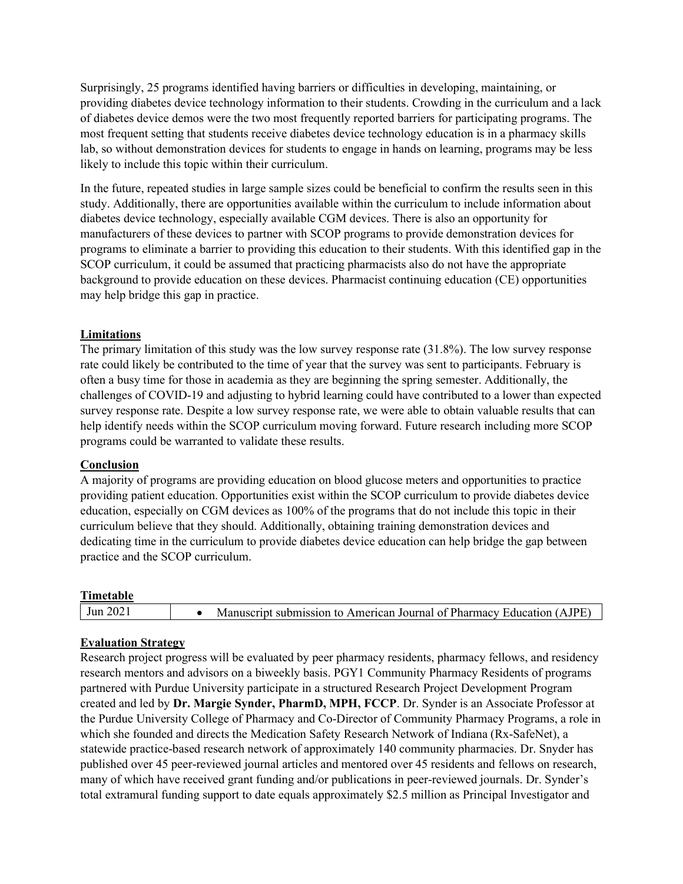Surprisingly, 25 programs identified having barriers or difficulties in developing, maintaining, or providing diabetes device technology information to their students. Crowding in the curriculum and a lack of diabetes device demos were the two most frequently reported barriers for participating programs. The most frequent setting that students receive diabetes device technology education is in a pharmacy skills lab, so without demonstration devices for students to engage in hands on learning, programs may be less likely to include this topic within their curriculum.

In the future, repeated studies in large sample sizes could be beneficial to confirm the results seen in this study. Additionally, there are opportunities available within the curriculum to include information about diabetes device technology, especially available CGM devices. There is also an opportunity for manufacturers of these devices to partner with SCOP programs to provide demonstration devices for programs to eliminate a barrier to providing this education to their students. With this identified gap in the SCOP curriculum, it could be assumed that practicing pharmacists also do not have the appropriate background to provide education on these devices. Pharmacist continuing education (CE) opportunities may help bridge this gap in practice.

## Limitations

The primary limitation of this study was the low survey response rate (31.8%). The low survey response rate could likely be contributed to the time of year that the survey was sent to participants. February is often a busy time for those in academia as they are beginning the spring semester. Additionally, the challenges of COVID-19 and adjusting to hybrid learning could have contributed to a lower than expected survey response rate. Despite a low survey response rate, we were able to obtain valuable results that can help identify needs within the SCOP curriculum moving forward. Future research including more SCOP programs could be warranted to validate these results.

## Conclusion

A majority of programs are providing education on blood glucose meters and opportunities to practice providing patient education. Opportunities exist within the SCOP curriculum to provide diabetes device education, especially on CGM devices as 100% of the programs that do not include this topic in their curriculum believe that they should. Additionally, obtaining training demonstration devices and dedicating time in the curriculum to provide diabetes device education can help bridge the gap between practice and the SCOP curriculum.

## Timetable

| Jun 2021 | • Manuscript submission to American Journal of Pharmacy Education (AJPE) |
|---|---|

## Evaluation Strategy

Research project progress will be evaluated by peer pharmacy residents, pharmacy fellows, and residency research mentors and advisors on a biweekly basis. PGY1 Community Pharmacy Residents of programs partnered with Purdue University participate in a structured Research Project Development Program created and led by **Dr. Margie Synder, PharmD, MPH, FCCP**. Dr. Synder is an Associate Professor at the Purdue University College of Pharmacy and Co-Director of Community Pharmacy Programs, a role in which she founded and directs the Medication Safety Research Network of Indiana (Rx-SafeNet), a statewide practice-based research network of approximately 140 community pharmacies. Dr. Snyder has published over 45 peer-reviewed journal articles and mentored over 45 residents and fellows on research, many of which have received grant funding and/or publications in peer-reviewed journals. Dr. Synder's total extramural funding support to date equals approximately $2.5 million as Principal Investigator and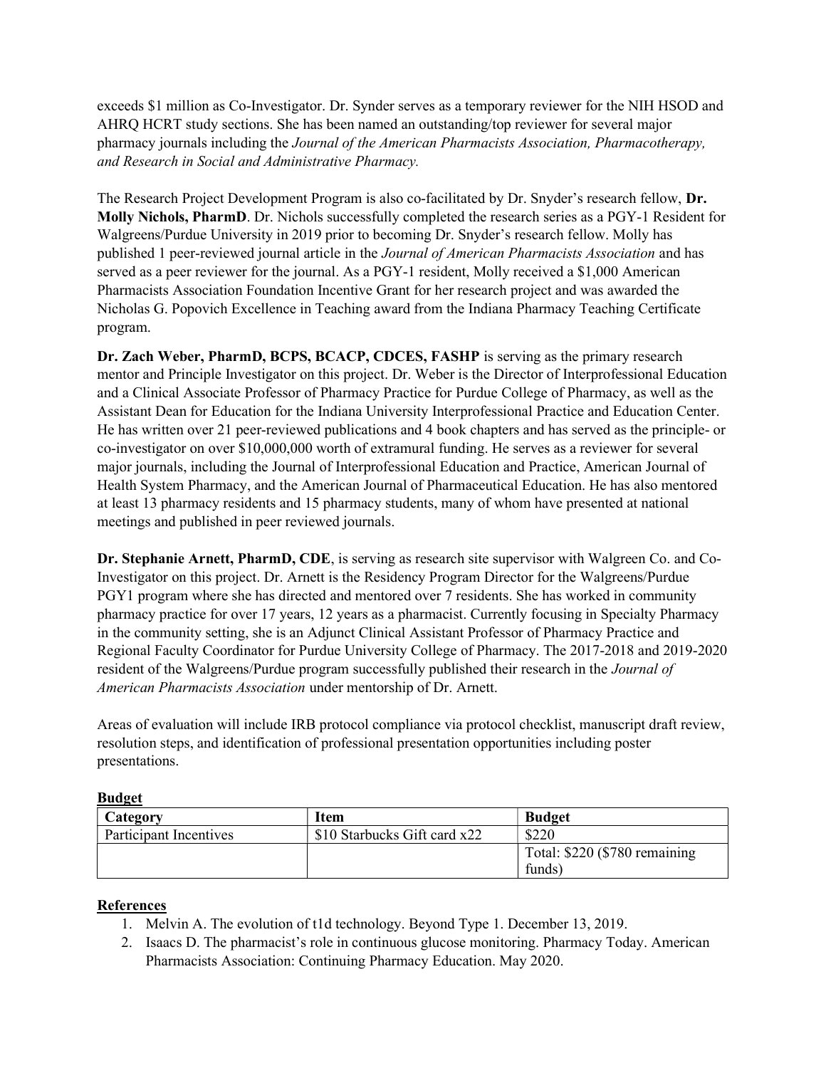exceeds $1 million as Co-Investigator. Dr. Synder serves as a temporary reviewer for the NIH HSOD and AHRQ HCRT study sections. She has been named an outstanding/top reviewer for several major pharmacy journals including the *Journal of the American Pharmacists Association, Pharmacotherapy, and Research in Social and Administrative Pharmacy.*

The Research Project Development Program is also co-facilitated by Dr. Snyder's research fellow, **Dr. Molly Nichols, PharmD**. Dr. Nichols successfully completed the research series as a PGY-1 Resident for Walgreens/Purdue University in 2019 prior to becoming Dr. Snyder's research fellow. Molly has published 1 peer-reviewed journal article in the *Journal of American Pharmacists Association* and has served as a peer reviewer for the journal. As a PGY-1 resident, Molly received a $1,000 American Pharmacists Association Foundation Incentive Grant for her research project and was awarded the Nicholas G. Popovich Excellence in Teaching award from the Indiana Pharmacy Teaching Certificate program.

**Dr. Zach Weber, PharmD, BCPS, BCACP, CDCES, FASHP** is serving as the primary research mentor and Principle Investigator on this project. Dr. Weber is the Director of Interprofessional Education and a Clinical Associate Professor of Pharmacy Practice for Purdue College of Pharmacy, as well as the Assistant Dean for Education for the Indiana University Interprofessional Practice and Education Center. He has written over 21 peer-reviewed publications and 4 book chapters and has served as the principle- or co-investigator on over $10,000,000 worth of extramural funding. He serves as a reviewer for several major journals, including the Journal of Interprofessional Education and Practice, American Journal of Health System Pharmacy, and the American Journal of Pharmaceutical Education. He has also mentored at least 13 pharmacy residents and 15 pharmacy students, many of whom have presented at national meetings and published in peer reviewed journals.

**Dr. Stephanie Arnett, PharmD, CDE**, is serving as research site supervisor with Walgreen Co. and Co-Investigator on this project. Dr. Arnett is the Residency Program Director for the Walgreens/Purdue PGY1 program where she has directed and mentored over 7 residents. She has worked in community pharmacy practice for over 17 years, 12 years as a pharmacist. Currently focusing in Specialty Pharmacy in the community setting, she is an Adjunct Clinical Assistant Professor of Pharmacy Practice and Regional Faculty Coordinator for Purdue University College of Pharmacy. The 2017-2018 and 2019-2020 resident of the Walgreens/Purdue program successfully published their research in the *Journal of American Pharmacists Association* under mentorship of Dr. Arnett.

Areas of evaluation will include IRB protocol compliance via protocol checklist, manuscript draft review, resolution steps, and identification of professional presentation opportunities including poster presentations.

**Budget**

| Category | Item | Budget |
|---|---|---|
| Participant Incentives | $10 Starbucks Gift card x22 | $220 |
| | | Total: $220 ($780 remaining funds) |

**References**

1. Melvin A. The evolution of t1d technology. Beyond Type 1. December 13, 2019.
2. Isaacs D. The pharmacist's role in continuous glucose monitoring. Pharmacy Today. American Pharmacists Association: Continuing Pharmacy Education. May 2020.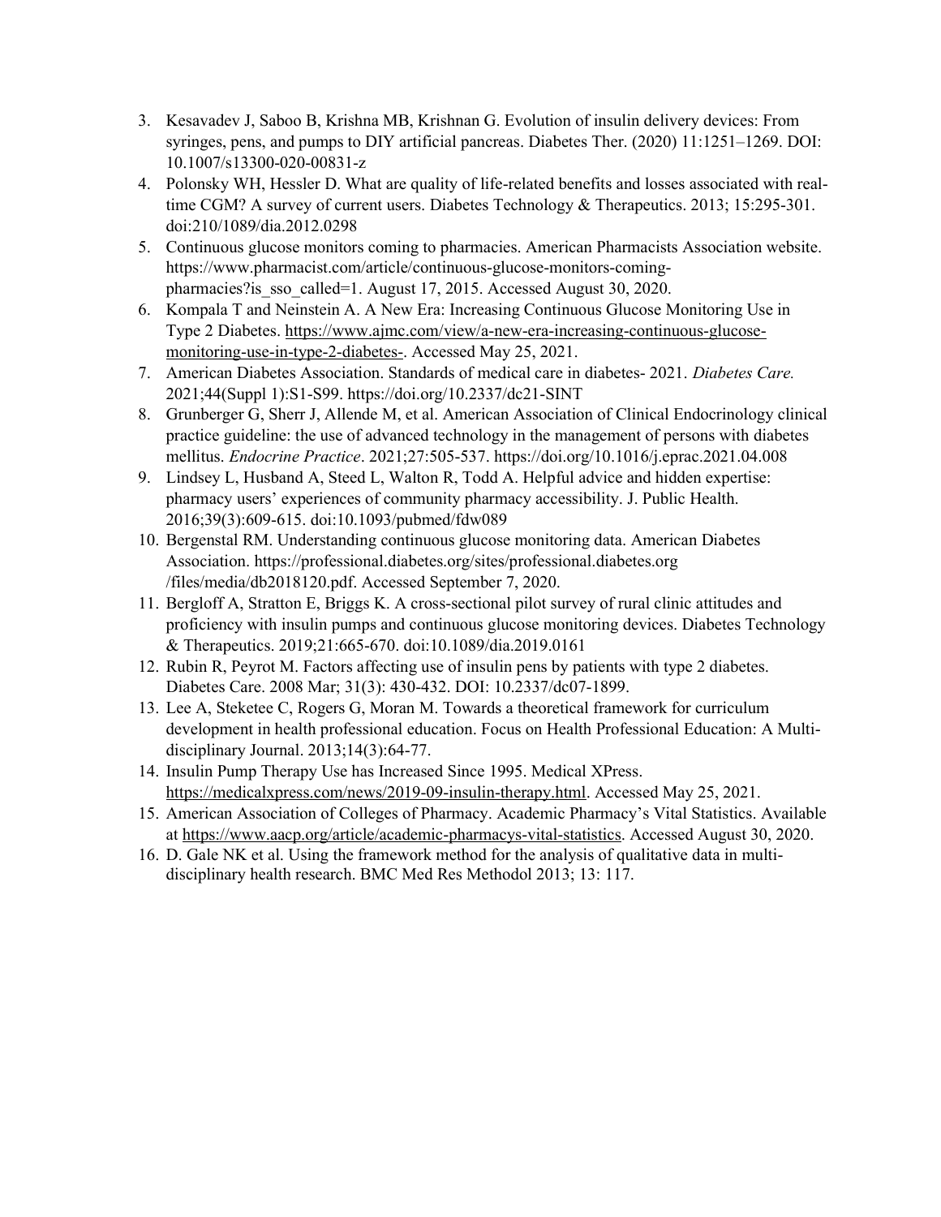3. Kesavadev J, Saboo B, Krishna MB, Krishnan G. Evolution of insulin delivery devices: From syringes, pens, and pumps to DIY artificial pancreas. Diabetes Ther. (2020) 11:1251–1269. DOI: 10.1007/s13300-020-00831-z
4. Polonsky WH, Hessler D. What are quality of life-related benefits and losses associated with real-time CGM? A survey of current users. Diabetes Technology & Therapeutics. 2013; 15:295-301. doi:210/1089/dia.2012.0298
5. Continuous glucose monitors coming to pharmacies. American Pharmacists Association website. https://www.pharmacist.com/article/continuous-glucose-monitors-coming-pharmacies?is_sso_called=1. August 17, 2015. Accessed August 30, 2020.
6. Kompala T and Neinstein A. A New Era: Increasing Continuous Glucose Monitoring Use in Type 2 Diabetes. https://www.ajmc.com/view/a-new-era-increasing-continuous-glucose-monitoring-use-in-type-2-diabetes-. Accessed May 25, 2021.
7. American Diabetes Association. Standards of medical care in diabetes- 2021. *Diabetes Care.* 2021;44(Suppl 1):S1-S99. https://doi.org/10.2337/dc21-SINT
8. Grunberger G, Sherr J, Allende M, et al. American Association of Clinical Endocrinology clinical practice guideline: the use of advanced technology in the management of persons with diabetes mellitus. *Endocrine Practice*. 2021;27:505-537. https://doi.org/10.1016/j.eprac.2021.04.008
9. Lindsey L, Husband A, Steed L, Walton R, Todd A. Helpful advice and hidden expertise: pharmacy users' experiences of community pharmacy accessibility. J. Public Health. 2016;39(3):609-615. doi:10.1093/pubmed/fdw089
10. Bergenstal RM. Understanding continuous glucose monitoring data. American Diabetes Association. https://professional.diabetes.org/sites/professional.diabetes.org /files/media/db2018120.pdf. Accessed September 7, 2020.
11. Bergloff A, Stratton E, Briggs K. A cross-sectional pilot survey of rural clinic attitudes and proficiency with insulin pumps and continuous glucose monitoring devices. Diabetes Technology & Therapeutics. 2019;21:665-670. doi:10.1089/dia.2019.0161
12. Rubin R, Peyrot M. Factors affecting use of insulin pens by patients with type 2 diabetes. Diabetes Care. 2008 Mar; 31(3): 430-432. DOI: 10.2337/dc07-1899.
13. Lee A, Steketee C, Rogers G, Moran M. Towards a theoretical framework for curriculum development in health professional education. Focus on Health Professional Education: A Multi-disciplinary Journal. 2013;14(3):64-77.
14. Insulin Pump Therapy Use has Increased Since 1995. Medical XPress. https://medicalxpress.com/news/2019-09-insulin-therapy.html. Accessed May 25, 2021.
15. American Association of Colleges of Pharmacy. Academic Pharmacy's Vital Statistics. Available at https://www.aacp.org/article/academic-pharmacys-vital-statistics. Accessed August 30, 2020.
16. D. Gale NK et al. Using the framework method for the analysis of qualitative data in multi-disciplinary health research. BMC Med Res Methodol 2013; 13: 117.